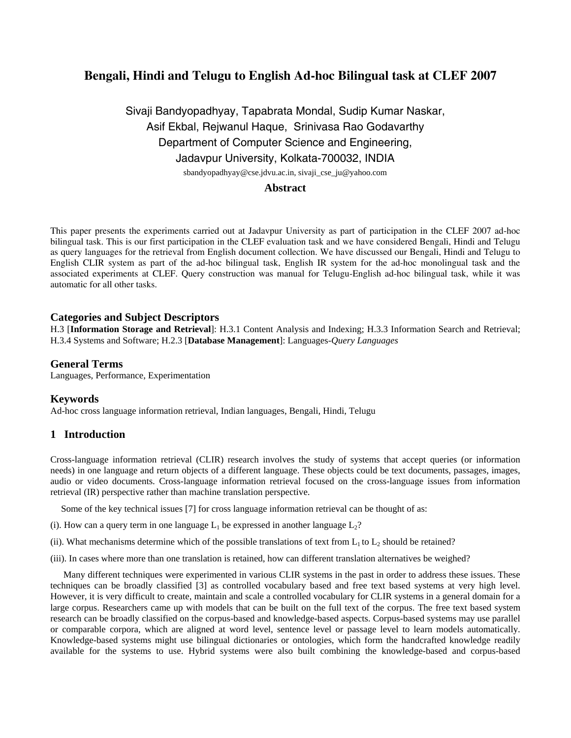# Bengali, Hindi and Telugu to English Ad-hoc Bilingual task at CLEF 2007

Sivaji Bandyopadhyay, Tapabrata Mondal, Sudip Kumar Naskar,
Asif Ekbal, Rejwanul Haque, Srinivasa Rao Godavarthy
Department of Computer Science and Engineering,
Jadavpur University, Kolkata-700032, INDIA
sbandyopadhyay@cse.jdvu.ac.in, sivaji_cse_ju@yahoo.com

## Abstract

This paper presents the experiments carried out at Jadavpur University as part of participation in the CLEF 2007 ad-hoc bilingual task. This is our first participation in the CLEF evaluation task and we have considered Bengali, Hindi and Telugu as query languages for the retrieval from English document collection. We have discussed our Bengali, Hindi and Telugu to English CLIR system as part of the ad-hoc bilingual task, English IR system for the ad-hoc monolingual task and the associated experiments at CLEF. Query construction was manual for Telugu-English ad-hoc bilingual task, while it was automatic for all other tasks.

### Categories and Subject Descriptors

H.3 [**Information Storage and Retrieval**]: H.3.1 Content Analysis and Indexing; H.3.3 Information Search and Retrieval; H.3.4 Systems and Software; H.2.3 [**Database Management**]: Languages-*Query Languages*

### General Terms

Languages, Performance, Experimentation

### Keywords

Ad-hoc cross language information retrieval, Indian languages, Bengali, Hindi, Telugu

## 1 Introduction

Cross-language information retrieval (CLIR) research involves the study of systems that accept queries (or information needs) in one language and return objects of a different language. These objects could be text documents, passages, images, audio or video documents. Cross-language information retrieval focused on the cross-language issues from information retrieval (IR) perspective rather than machine translation perspective.

Some of the key technical issues [7] for cross language information retrieval can be thought of as:

(i). How can a query term in one language $L_1$ be expressed in another language $L_2$?

(ii). What mechanisms determine which of the possible translations of text from $L_1$ to $L_2$ should be retained?

(iii). In cases where more than one translation is retained, how can different translation alternatives be weighed?

Many different techniques were experimented in various CLIR systems in the past in order to address these issues. These techniques can be broadly classified [3] as controlled vocabulary based and free text based systems at very high level. However, it is very difficult to create, maintain and scale a controlled vocabulary for CLIR systems in a general domain for a large corpus. Researchers came up with models that can be built on the full text of the corpus. The free text based system research can be broadly classified on the corpus-based and knowledge-based aspects. Corpus-based systems may use parallel or comparable corpora, which are aligned at word level, sentence level or passage level to learn models automatically. Knowledge-based systems might use bilingual dictionaries or ontologies, which form the handcrafted knowledge readily available for the systems to use. Hybrid systems were also built combining the knowledge-based and corpus-based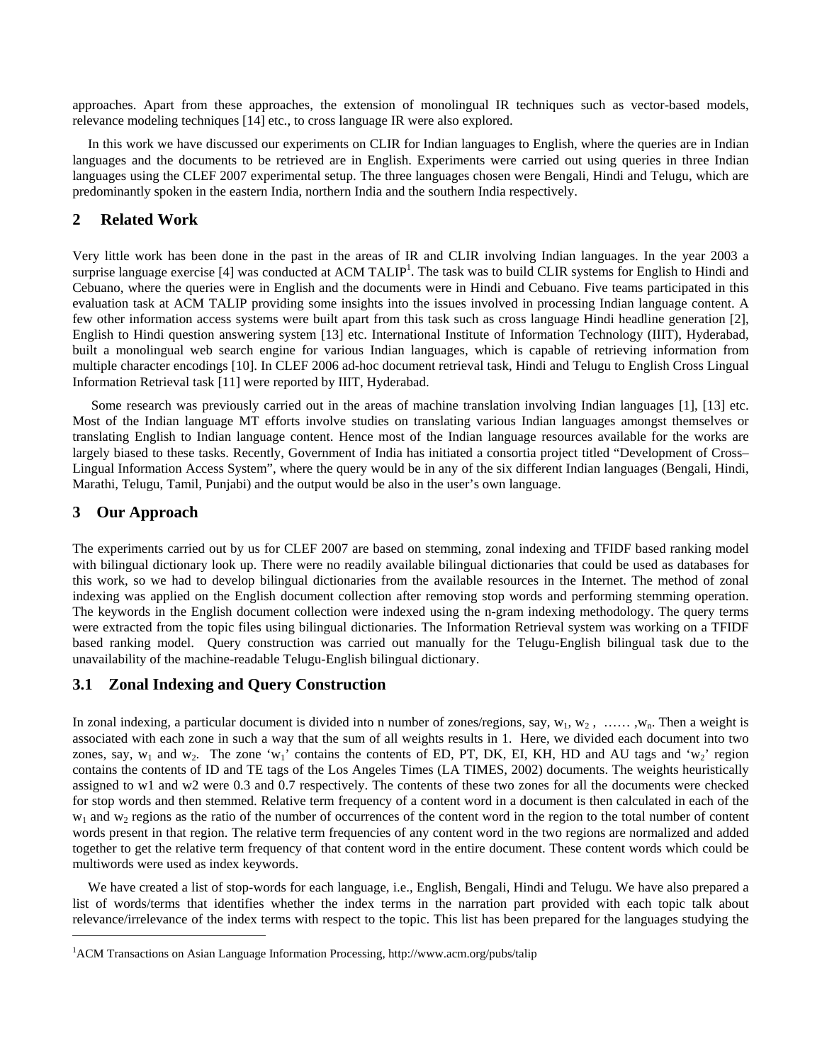approaches. Apart from these approaches, the extension of monolingual IR techniques such as vector-based models, relevance modeling techniques [14] etc., to cross language IR were also explored.

In this work we have discussed our experiments on CLIR for Indian languages to English, where the queries are in Indian languages and the documents to be retrieved are in English. Experiments were carried out using queries in three Indian languages using the CLEF 2007 experimental setup. The three languages chosen were Bengali, Hindi and Telugu, which are predominantly spoken in the eastern India, northern India and the southern India respectively.

## 2 Related Work

Very little work has been done in the past in the areas of IR and CLIR involving Indian languages. In the year 2003 a surprise language exercise [4] was conducted at ACM TALIP[1]. The task was to build CLIR systems for English to Hindi and Cebuano, where the queries were in English and the documents were in Hindi and Cebuano. Five teams participated in this evaluation task at ACM TALIP providing some insights into the issues involved in processing Indian language content. A few other information access systems were built apart from this task such as cross language Hindi headline generation [2], English to Hindi question answering system [13] etc. International Institute of Information Technology (IIIT), Hyderabad, built a monolingual web search engine for various Indian languages, which is capable of retrieving information from multiple character encodings [10]. In CLEF 2006 ad-hoc document retrieval task, Hindi and Telugu to English Cross Lingual Information Retrieval task [11] were reported by IIIT, Hyderabad.

Some research was previously carried out in the areas of machine translation involving Indian languages [1], [13] etc. Most of the Indian language MT efforts involve studies on translating various Indian languages amongst themselves or translating English to Indian language content. Hence most of the Indian language resources available for the works are largely biased to these tasks. Recently, Government of India has initiated a consortia project titled "Development of Cross–Lingual Information Access System", where the query would be in any of the six different Indian languages (Bengali, Hindi, Marathi, Telugu, Tamil, Punjabi) and the output would be also in the user's own language.

## 3 Our Approach

The experiments carried out by us for CLEF 2007 are based on stemming, zonal indexing and TFIDF based ranking model with bilingual dictionary look up. There were no readily available bilingual dictionaries that could be used as databases for this work, so we had to develop bilingual dictionaries from the available resources in the Internet. The method of zonal indexing was applied on the English document collection after removing stop words and performing stemming operation. The keywords in the English document collection were indexed using the n-gram indexing methodology. The query terms were extracted from the topic files using bilingual dictionaries. The Information Retrieval system was working on a TFIDF based ranking model. Query construction was carried out manually for the Telugu-English bilingual task due to the unavailability of the machine-readable Telugu-English bilingual dictionary.

### 3.1 Zonal Indexing and Query Construction

In zonal indexing, a particular document is divided into n number of zones/regions, say, $w_1$, $w_2$ , …… ,$w_n$. Then a weight is associated with each zone in such a way that the sum of all weights results in 1. Here, we divided each document into two zones, say, $w_1$ and $w_2$. The zone '$w_1$' contains the contents of ED, PT, DK, EI, KH, HD and AU tags and '$w_2$' region contains the contents of ID and TE tags of the Los Angeles Times (LA TIMES, 2002) documents. The weights heuristically assigned to w1 and w2 were 0.3 and 0.7 respectively. The contents of these two zones for all the documents were checked for stop words and then stemmed. Relative term frequency of a content word in a document is then calculated in each of the $w_1$ and $w_2$ regions as the ratio of the number of occurrences of the content word in the region to the total number of content words present in that region. The relative term frequencies of any content word in the two regions are normalized and added together to get the relative term frequency of that content word in the entire document. These content words which could be multiwords were used as index keywords.

We have created a list of stop-words for each language, i.e., English, Bengali, Hindi and Telugu. We have also prepared a list of words/terms that identifies whether the index terms in the narration part provided with each topic talk about relevance/irrelevance of the index terms with respect to the topic. This list has been prepared for the languages studying the

[1]ACM Transactions on Asian Language Information Processing, http://www.acm.org/pubs/talip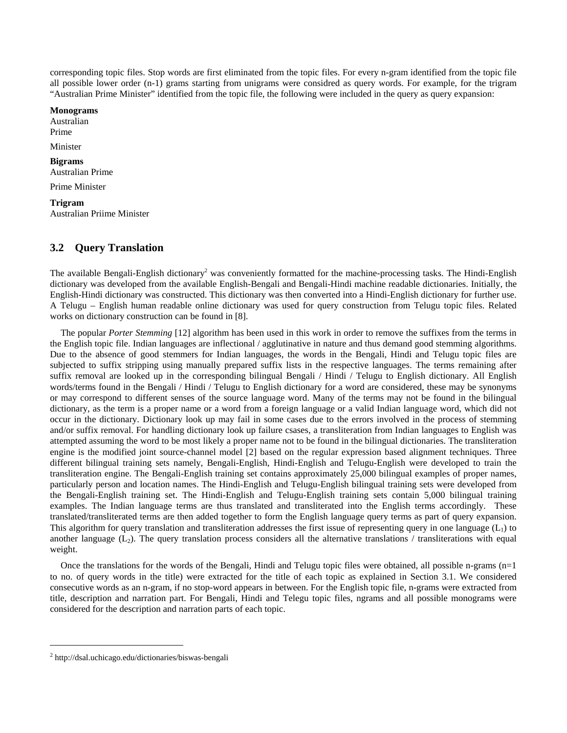corresponding topic files. Stop words are first eliminated from the topic files. For every n-gram identified from the topic file all possible lower order (n-1) grams starting from unigrams were considred as query words. For example, for the trigram “Australian Prime Minister” identified from the topic file, the following were included in the query as query expansion:

**Monograms**
Australian
Prime

Minister

**Bigrams**
Australian Prime

Prime Minister

**Trigram**
Australian Priime Minister

## 3.2 Query Translation

The available Bengali-English dictionary[2] was conveniently formatted for the machine-processing tasks. The Hindi-English dictionary was developed from the available English-Bengali and Bengali-Hindi machine readable dictionaries. Initially, the English-Hindi dictionary was constructed. This dictionary was then converted into a Hindi-English dictionary for further use. A Telugu – English human readable online dictionary was used for query construction from Telugu topic files. Related works on dictionary construction can be found in [8].

The popular *Porter Stemming* [12] algorithm has been used in this work in order to remove the suffixes from the terms in the English topic file. Indian languages are inflectional / agglutinative in nature and thus demand good stemming algorithms. Due to the absence of good stemmers for Indian languages, the words in the Bengali, Hindi and Telugu topic files are subjected to suffix stripping using manually prepared suffix lists in the respective languages. The terms remaining after suffix removal are looked up in the corresponding bilingual Bengali / Hindi / Telugu to English dictionary. All English words/terms found in the Bengali / Hindi / Telugu to English dictionary for a word are considered, these may be synonyms or may correspond to different senses of the source language word. Many of the terms may not be found in the bilingual dictionary, as the term is a proper name or a word from a foreign language or a valid Indian language word, which did not occur in the dictionary. Dictionary look up may fail in some cases due to the errors involved in the process of stemming and/or suffix removal. For handling dictionary look up failure csases, a transliteration from Indian languages to English was attempted assuming the word to be most likely a proper name not to be found in the bilingual dictionaries. The transliteration engine is the modified joint source-channel model [2] based on the regular expression based alignment techniques. Three different bilingual training sets namely, Bengali-English, Hindi-English and Telugu-English were developed to train the transliteration engine. The Bengali-English training set contains approximately 25,000 bilingual examples of proper names, particularly person and location names. The Hindi-English and Telugu-English bilingual training sets were developed from the Bengali-English training set. The Hindi-English and Telugu-English training sets contain 5,000 bilingual training examples. The Indian language terms are thus translated and transliterated into the English terms accordingly. These translated/transliterated terms are then added together to form the English language query terms as part of query expansion. This algorithm for query translation and transliteration addresses the first issue of representing query in one language ($L_1$) to another language ($L_2$). The query translation process considers all the alternative translations / transliterations with equal weight.

Once the translations for the words of the Bengali, Hindi and Telugu topic files were obtained, all possible n-grams (n=1 to no. of query words in the title) were extracted for the title of each topic as explained in Section 3.1. We considered consecutive words as an n-gram, if no stop-word appears in between. For the English topic file, n-grams were extracted from title, description and narration part. For Bengali, Hindi and Telegu topic files, ngrams and all possible monograms were considered for the description and narration parts of each topic.

---

[2] http://dsal.uchicago.edu/dictionaries/biswas-bengali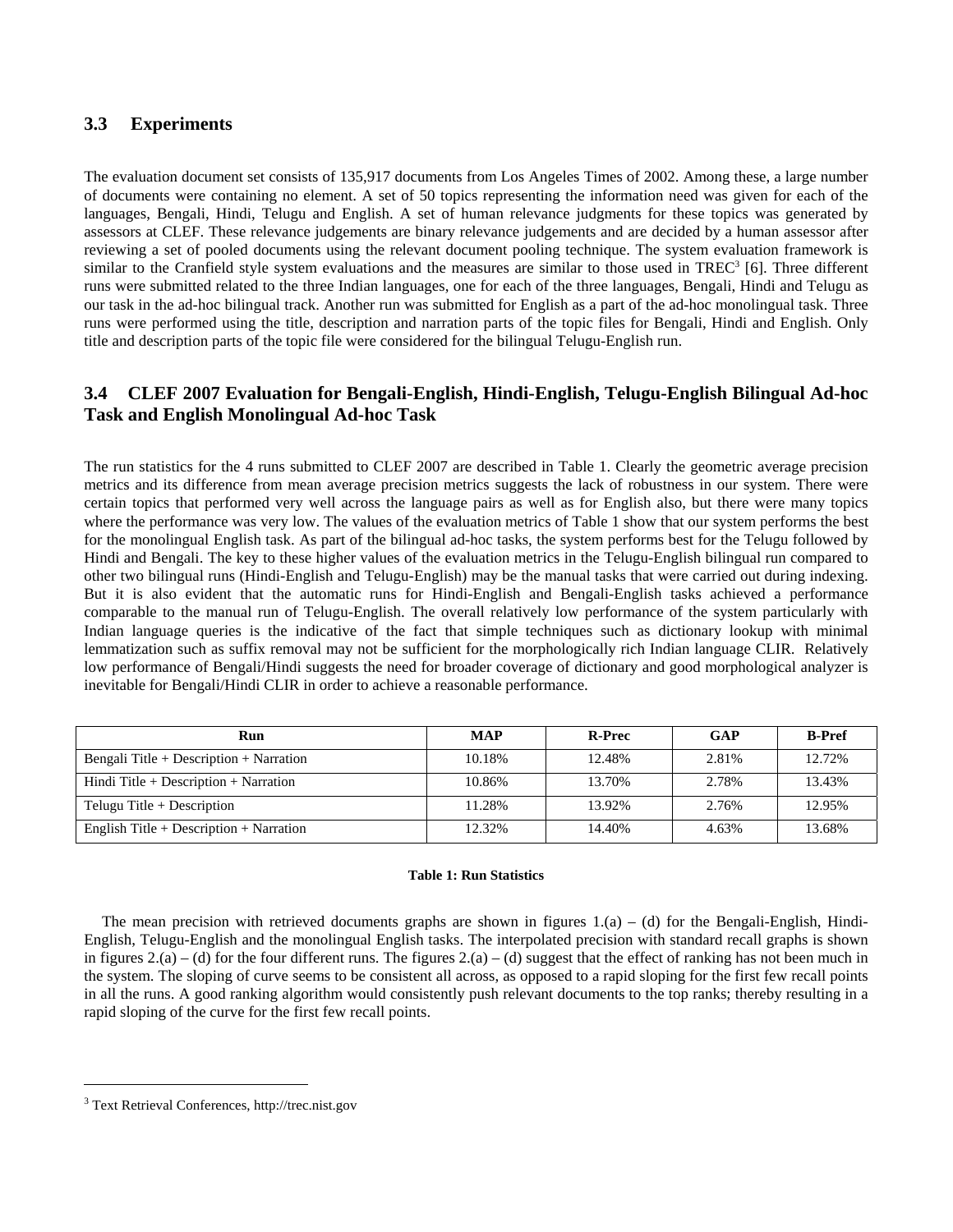### 3.3 Experiments

The evaluation document set consists of 135,917 documents from Los Angeles Times of 2002. Among these, a large number of documents were containing no element. A set of 50 topics representing the information need was given for each of the languages, Bengali, Hindi, Telugu and English. A set of human relevance judgments for these topics was generated by assessors at CLEF. These relevance judgements are binary relevance judgements and are decided by a human assessor after reviewing a set of pooled documents using the relevant document pooling technique. The system evaluation framework is similar to the Cranfield style system evaluations and the measures are similar to those used in TREC[3] [6]. Three different runs were submitted related to the three Indian languages, one for each of the three languages, Bengali, Hindi and Telugu as our task in the ad-hoc bilingual track. Another run was submitted for English as a part of the ad-hoc monolingual task. Three runs were performed using the title, description and narration parts of the topic files for Bengali, Hindi and English. Only title and description parts of the topic file were considered for the bilingual Telugu-English run.

### 3.4 CLEF 2007 Evaluation for Bengali-English, Hindi-English, Telugu-English Bilingual Ad-hoc Task and English Monolingual Ad-hoc Task

The run statistics for the 4 runs submitted to CLEF 2007 are described in Table 1. Clearly the geometric average precision metrics and its difference from mean average precision metrics suggests the lack of robustness in our system. There were certain topics that performed very well across the language pairs as well as for English also, but there were many topics where the performance was very low. The values of the evaluation metrics of Table 1 show that our system performs the best for the monolingual English task. As part of the bilingual ad-hoc tasks, the system performs best for the Telugu followed by Hindi and Bengali. The key to these higher values of the evaluation metrics in the Telugu-English bilingual run compared to other two bilingual runs (Hindi-English and Telugu-English) may be the manual tasks that were carried out during indexing. But it is also evident that the automatic runs for Hindi-English and Bengali-English tasks achieved a performance comparable to the manual run of Telugu-English. The overall relatively low performance of the system particularly with Indian language queries is the indicative of the fact that simple techniques such as dictionary lookup with minimal lemmatization such as suffix removal may not be sufficient for the morphologically rich Indian language CLIR. Relatively low performance of Bengali/Hindi suggests the need for broader coverage of dictionary and good morphological analyzer is inevitable for Bengali/Hindi CLIR in order to achieve a reasonable performance.

| Run | MAP | R-Prec | GAP | B-Pref |
|---|---|---|---|---|
| Bengali Title + Description + Narration | 10.18% | 12.48% | 2.81% | 12.72% |
| Hindi Title + Description + Narration | 10.86% | 13.70% | 2.78% | 13.43% |
| Telugu Title + Description | 11.28% | 13.92% | 2.76% | 12.95% |
| English Title + Description + Narration | 12.32% | 14.40% | 4.63% | 13.68% |

**Table 1: Run Statistics**

The mean precision with retrieved documents graphs are shown in figures 1.(a) – (d) for the Bengali-English, Hindi-English, Telugu-English and the monolingual English tasks. The interpolated precision with standard recall graphs is shown in figures 2.(a) – (d) for the four different runs. The figures 2.(a) – (d) suggest that the effect of ranking has not been much in the system. The sloping of curve seems to be consistent all across, as opposed to a rapid sloping for the first few recall points in all the runs. A good ranking algorithm would consistently push relevant documents to the top ranks; thereby resulting in a rapid sloping of the curve for the first few recall points.

[3] Text Retrieval Conferences, http://trec.nist.gov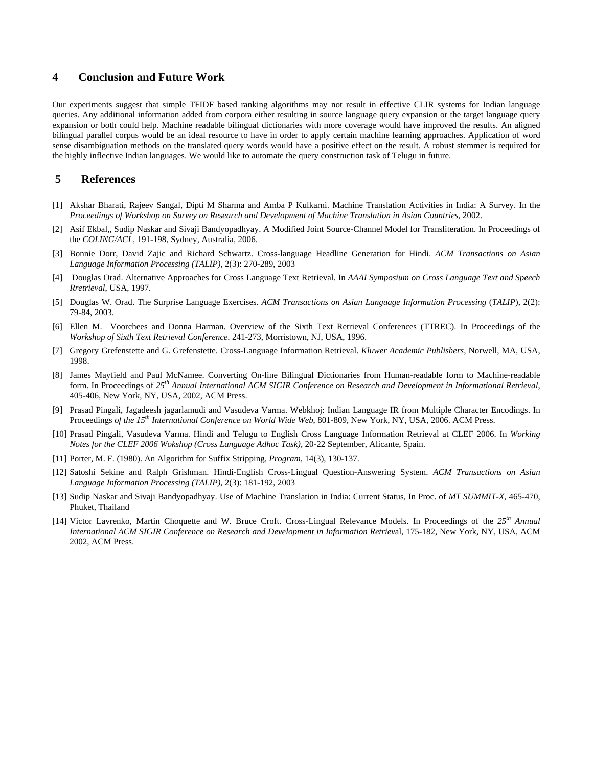## 4 Conclusion and Future Work

Our experiments suggest that simple TFIDF based ranking algorithms may not result in effective CLIR systems for Indian language queries. Any additional information added from corpora either resulting in source language query expansion or the target language query expansion or both could help. Machine readable bilingual dictionaries with more coverage would have improved the results. An aligned bilingual parallel corpus would be an ideal resource to have in order to apply certain machine learning approaches. Application of word sense disambiguation methods on the translated query words would have a positive effect on the result. A robust stemmer is required for the highly inflective Indian languages. We would like to automate the query construction task of Telugu in future.

## 5 References

[1] Akshar Bharati, Rajeev Sangal, Dipti M Sharma and Amba P Kulkarni. Machine Translation Activities in India: A Survey. In the *Proceedings of Workshop on Survey on Research and Development of Machine Translation in Asian Countries*, 2002.

[2] Asif Ekbal,, Sudip Naskar and Sivaji Bandyopadhyay. A Modified Joint Source-Channel Model for Transliteration. In Proceedings of the *COLING/ACL*, 191-198, Sydney, Australia, 2006.

[3] Bonnie Dorr, David Zajic and Richard Schwartz. Cross-language Headline Generation for Hindi. *ACM Transactions on Asian Language Information Processing (TALIP)*, 2(3): 270-289, 2003

[4] Douglas Orad. Alternative Approaches for Cross Language Text Retrieval. In *AAAI Symposium on Cross Language Text and Speech Rretrieval*, USA, 1997.

[5] Douglas W. Orad. The Surprise Language Exercises. *ACM Transactions on Asian Language Information Processing* (*TALIP*), 2(2): 79-84, 2003.

[6] Ellen M. Voorchees and Donna Harman. Overview of the Sixth Text Retrieval Conferences (TTREC). In Proceedings of the *Workshop of Sixth Text Retrieval Conference*. 241-273, Morristown, NJ, USA, 1996.

[7] Gregory Grefenstette and G. Grefenstette. Cross-Language Information Retrieval. *Kluwer Academic Publishers*, Norwell, MA, USA, 1998.

[8] James Mayfield and Paul McNamee. Converting On-line Bilingual Dictionaries from Human-readable form to Machine-readable form. In Proceedings of *25th Annual International ACM SIGIR Conference on Research and Development in Informational Retrieval*, 405-406, New York, NY, USA, 2002, ACM Press.

[9] Prasad Pingali, Jagadeesh jagarlamudi and Vasudeva Varma. Webkhoj: Indian Language IR from Multiple Character Encodings. In Proceedings *of the 15th International Conference on World Wide Web*, 801-809, New York, NY, USA, 2006. ACM Press.

[10] Prasad Pingali, Vasudeva Varma. Hindi and Telugu to English Cross Language Information Retrieval at CLEF 2006. In *Working Notes for the CLEF 2006 Wokshop (Cross Language Adhoc Task)*, 20-22 September, Alicante, Spain.

[11] Porter, M. F. (1980). An Algorithm for Suffix Stripping, *Program*, 14(3), 130-137.

[12] Satoshi Sekine and Ralph Grishman. Hindi-English Cross-Lingual Question-Answering System. *ACM Transactions on Asian Language Information Processing (TALIP)*, 2(3): 181-192, 2003

[13] Sudip Naskar and Sivaji Bandyopadhyay. Use of Machine Translation in India: Current Status, In Proc. of *MT SUMMIT-X*, 465-470, Phuket, Thailand

[14] Victor Lavrenko, Martin Choquette and W. Bruce Croft. Cross-Lingual Relevance Models. In Proceedings of the *25th Annual International ACM SIGIR Conference on Research and Development in Information Retriev*al, 175-182, New York, NY, USA, ACM 2002, ACM Press.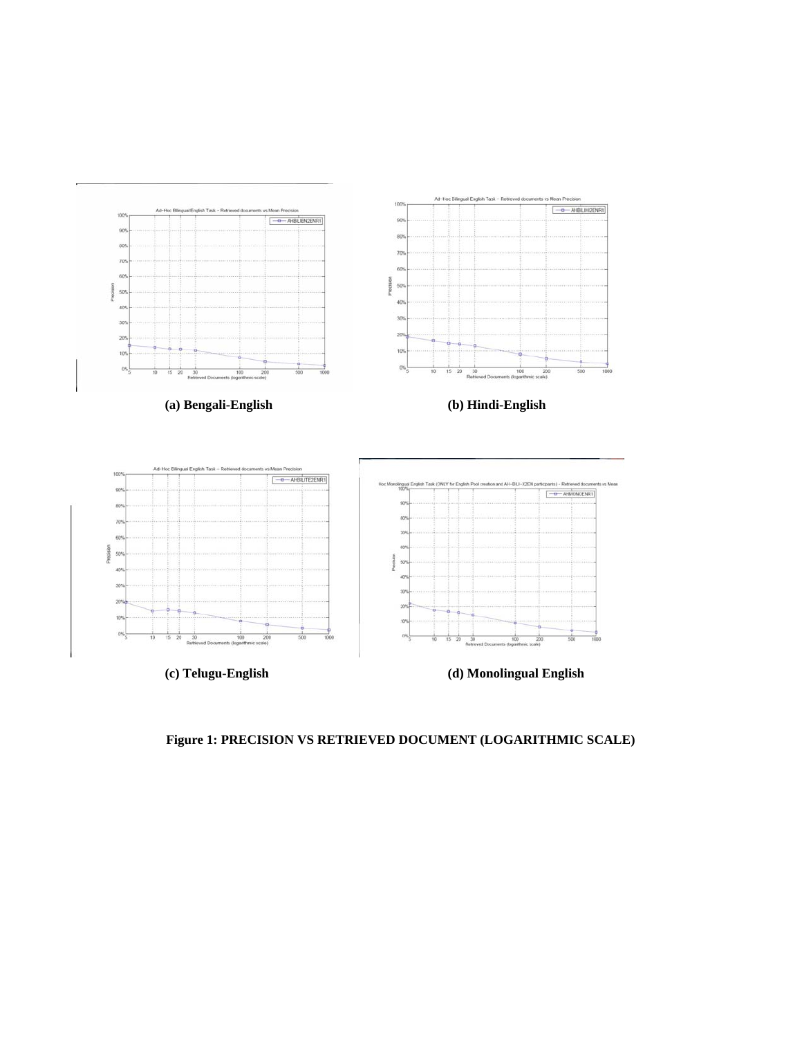**(a) Bengali-English**

**(b) Hindi-English**

**(c) Telugu-English**

**(d) Monolingual English**

**Figure 1: PRECISION VS RETRIEVED DOCUMENT (LOGARITHMIC SCALE)**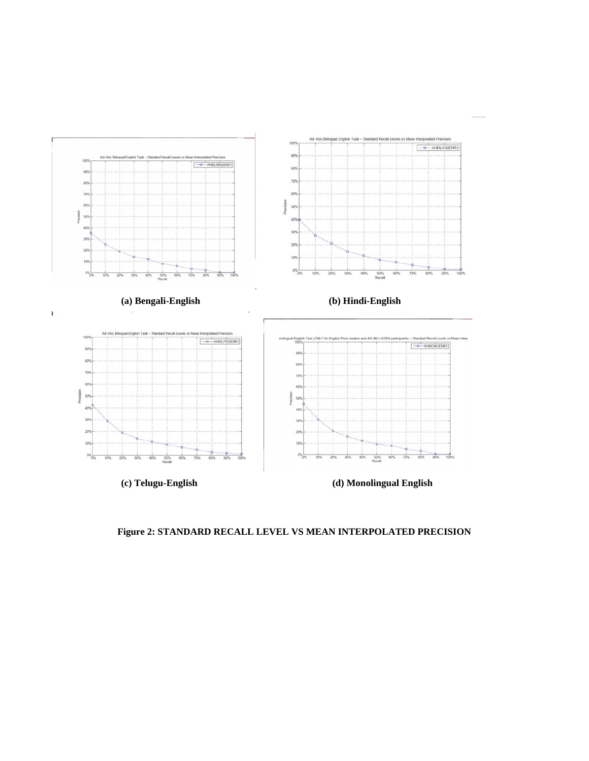Ad-Hoc Bilingual English Task - Standard Recall Levels vs Mean Interpolated Precision

AHBILIBEN2ENR1

Precision

Recall

0% 10% 20% 30% 40% 50% 60% 70% 80% 90% 100%

**(a) Bengali-English**

Ad-Hoc Bilingual English Task - Standard Recall Levels vs Mean Interpolated Precision

AHBILIHI2ENR1

Precision

Recall

0% 10% 20% 30% 40% 50% 60% 70% 80% 90% 100%

**(b) Hindi-English**

Ad-Hoc Bilingual English Task - Standard Recall Levels vs Mean Interpolated Precision

AHBILITE2ENR1

Precision

Recall

0% 10% 20% 30% 40% 50% 60% 70% 80% 90% 100%

**(c) Telugu-English**

nolingual English Task (ONLY for English Pool creation and AH-BILI-X2EN participants) - Standard Recall Levels vs Mean Interp

AHMONOENR1

Precision

Recall

0% 10% 20% 30% 40% 50% 60% 70% 80% 90% 100%

**(d) Monolingual English**

**Figure 2: STANDARD RECALL LEVEL VS MEAN INTERPOLATED PRECISION**